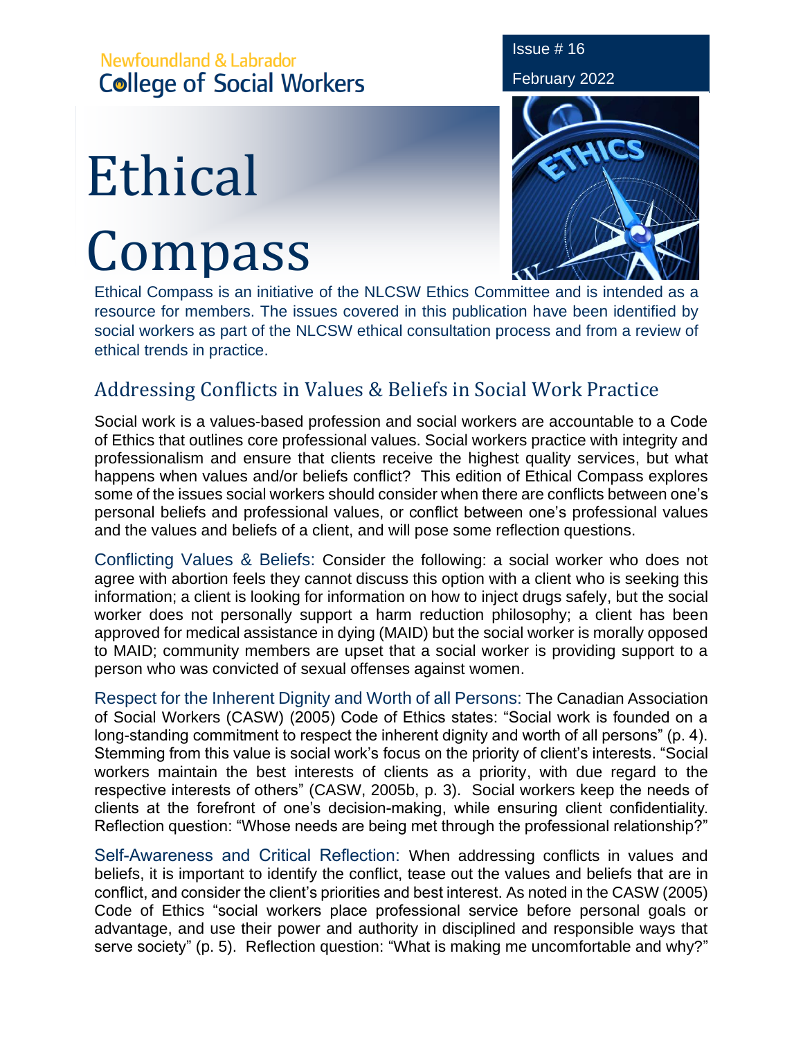Newfoundland & Labrador
College of Social Workers

Issue # 16

February 2022

# Ethical Compass

Ethical Compass is an initiative of the NLCSW Ethics Committee and is intended as a resource for members. The issues covered in this publication have been identified by social workers as part of the NLCSW ethical consultation process and from a review of ethical trends in practice.

## Addressing Conflicts in Values & Beliefs in Social Work Practice

Social work is a values-based profession and social workers are accountable to a Code of Ethics that outlines core professional values. Social workers practice with integrity and professionalism and ensure that clients receive the highest quality services, but what happens when values and/or beliefs conflict? This edition of Ethical Compass explores some of the issues social workers should consider when there are conflicts between one's personal beliefs and professional values, or conflict between one's professional values and the values and beliefs of a client, and will pose some reflection questions.

Conflicting Values & Beliefs: Consider the following: a social worker who does not agree with abortion feels they cannot discuss this option with a client who is seeking this information; a client is looking for information on how to inject drugs safely, but the social worker does not personally support a harm reduction philosophy; a client has been approved for medical assistance in dying (MAID) but the social worker is morally opposed to MAID; community members are upset that a social worker is providing support to a person who was convicted of sexual offenses against women.

Respect for the Inherent Dignity and Worth of all Persons: The Canadian Association of Social Workers (CASW) (2005) Code of Ethics states: "Social work is founded on a long-standing commitment to respect the inherent dignity and worth of all persons" (p. 4). Stemming from this value is social work's focus on the priority of client's interests. "Social workers maintain the best interests of clients as a priority, with due regard to the respective interests of others" (CASW, 2005b, p. 3). Social workers keep the needs of clients at the forefront of one's decision-making, while ensuring client confidentiality. Reflection question: "Whose needs are being met through the professional relationship?"

Self-Awareness and Critical Reflection: When addressing conflicts in values and beliefs, it is important to identify the conflict, tease out the values and beliefs that are in conflict, and consider the client's priorities and best interest. As noted in the CASW (2005) Code of Ethics "social workers place professional service before personal goals or advantage, and use their power and authority in disciplined and responsible ways that serve society" (p. 5). Reflection question: "What is making me uncomfortable and why?"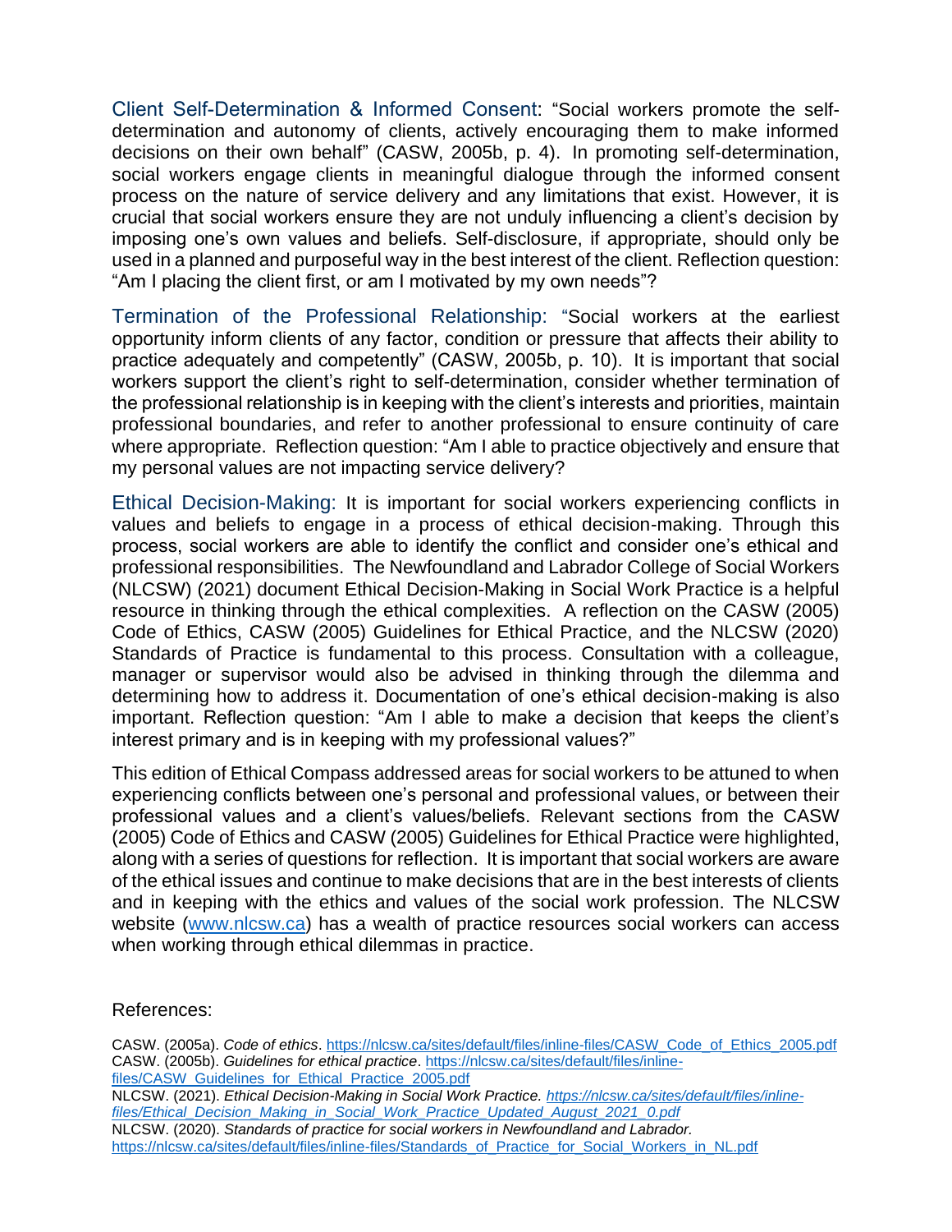Client Self-Determination & Informed Consent: "Social workers promote the self-determination and autonomy of clients, actively encouraging them to make informed decisions on their own behalf" (CASW, 2005b, p. 4). In promoting self-determination, social workers engage clients in meaningful dialogue through the informed consent process on the nature of service delivery and any limitations that exist. However, it is crucial that social workers ensure they are not unduly influencing a client's decision by imposing one's own values and beliefs. Self-disclosure, if appropriate, should only be used in a planned and purposeful way in the best interest of the client. Reflection question: "Am I placing the client first, or am I motivated by my own needs"?

Termination of the Professional Relationship: "Social workers at the earliest opportunity inform clients of any factor, condition or pressure that affects their ability to practice adequately and competently" (CASW, 2005b, p. 10). It is important that social workers support the client's right to self-determination, consider whether termination of the professional relationship is in keeping with the client's interests and priorities, maintain professional boundaries, and refer to another professional to ensure continuity of care where appropriate. Reflection question: "Am I able to practice objectively and ensure that my personal values are not impacting service delivery?

Ethical Decision-Making: It is important for social workers experiencing conflicts in values and beliefs to engage in a process of ethical decision-making. Through this process, social workers are able to identify the conflict and consider one's ethical and professional responsibilities. The Newfoundland and Labrador College of Social Workers (NLCSW) (2021) document Ethical Decision-Making in Social Work Practice is a helpful resource in thinking through the ethical complexities. A reflection on the CASW (2005) Code of Ethics, CASW (2005) Guidelines for Ethical Practice, and the NLCSW (2020) Standards of Practice is fundamental to this process. Consultation with a colleague, manager or supervisor would also be advised in thinking through the dilemma and determining how to address it. Documentation of one's ethical decision-making is also important. Reflection question: "Am I able to make a decision that keeps the client's interest primary and is in keeping with my professional values?"

This edition of Ethical Compass addressed areas for social workers to be attuned to when experiencing conflicts between one's personal and professional values, or between their professional values and a client's values/beliefs. Relevant sections from the CASW (2005) Code of Ethics and CASW (2005) Guidelines for Ethical Practice were highlighted, along with a series of questions for reflection. It is important that social workers are aware of the ethical issues and continue to make decisions that are in the best interests of clients and in keeping with the ethics and values of the social work profession. The NLCSW website (www.nlcsw.ca) has a wealth of practice resources social workers can access when working through ethical dilemmas in practice.

References:

CASW. (2005a). *Code of ethics*. https://nlcsw.ca/sites/default/files/inline-files/CASW_Code_of_Ethics_2005.pdf
CASW. (2005b). *Guidelines for ethical practice*. https://nlcsw.ca/sites/default/files/inline-files/CASW_Guidelines_for_Ethical_Practice_2005.pdf
NLCSW. (2021). *Ethical Decision-Making in Social Work Practice.* https://nlcsw.ca/sites/default/files/inline-files/Ethical_Decision_Making_in_Social_Work_Practice_Updated_August_2021_0.pdf
NLCSW. (2020). *Standards of practice for social workers in Newfoundland and Labrador.* https://nlcsw.ca/sites/default/files/inline-files/Standards_of_Practice_for_Social_Workers_in_NL.pdf